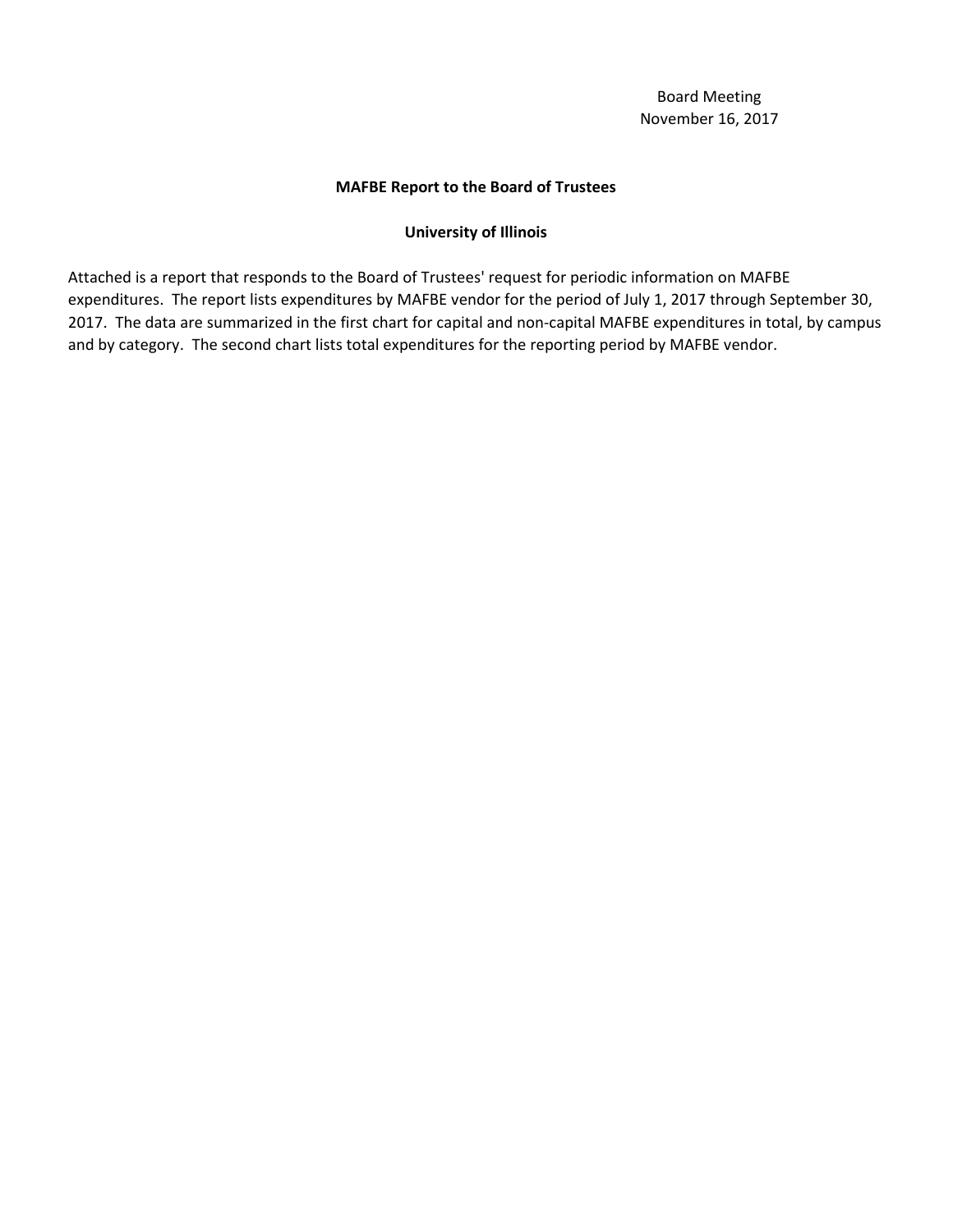Board Meeting
November 16, 2017

**MAFBE Report to the Board of Trustees**

**University of Illinois**

Attached is a report that responds to the Board of Trustees' request for periodic information on MAFBE expenditures. The report lists expenditures by MAFBE vendor for the period of July 1, 2017 through September 30, 2017. The data are summarized in the first chart for capital and non-capital MAFBE expenditures in total, by campus and by category. The second chart lists total expenditures for the reporting period by MAFBE vendor.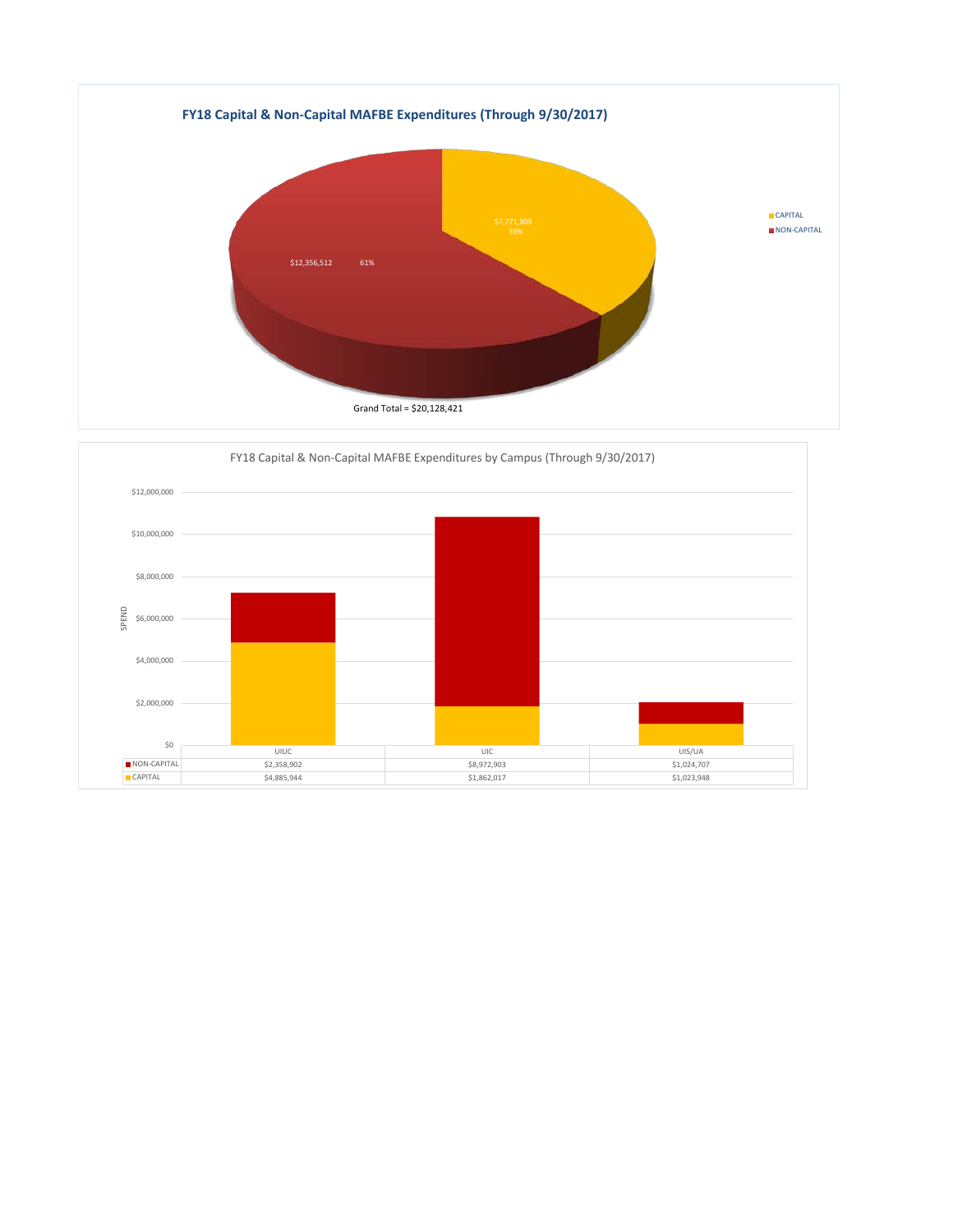## FY18 Capital & Non-Capital MAFBE Expenditures (Through 9/30/2017)

| Category | Amount | Percent |
| --- | --- | --- |
| CAPITAL | $7,771,909 | 39% |
| NON-CAPITAL | $12,356,512 | 61% |

Grand Total = $20,128,421

## FY18 Capital & Non-Capital MAFBE Expenditures by Campus (Through 9/30/2017)

| | UIUC | UIC | UIS/UA |
| --- | --- | --- | --- |
| NON-CAPITAL | $2,358,902 | $8,972,903 | $1,024,707 |
| CAPITAL | $4,885,944 | $1,862,017 | $1,023,948 |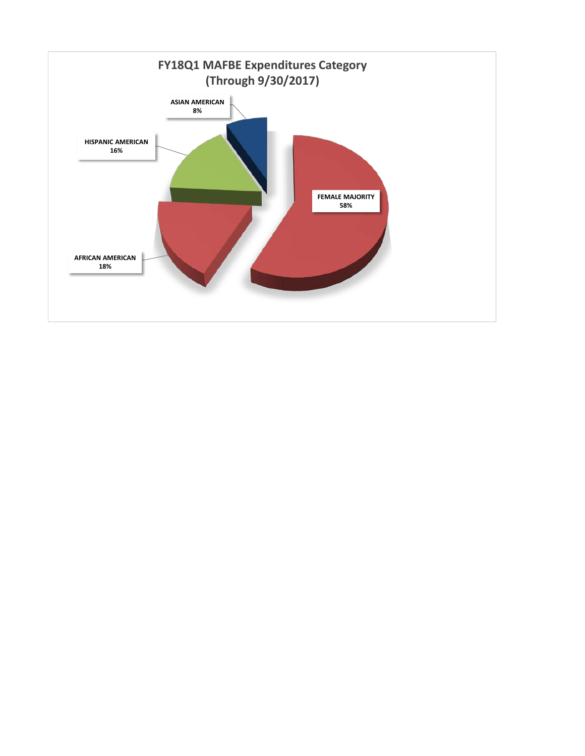## FY18Q1 MAFBE Expenditures Category
## (Through 9/30/2017)

| Category | Percentage |
|---|---|
| ASIAN AMERICAN | 8% |
| HISPANIC AMERICAN | 16% |
| AFRICAN AMERICAN | 18% |
| FEMALE MAJORITY | 58% |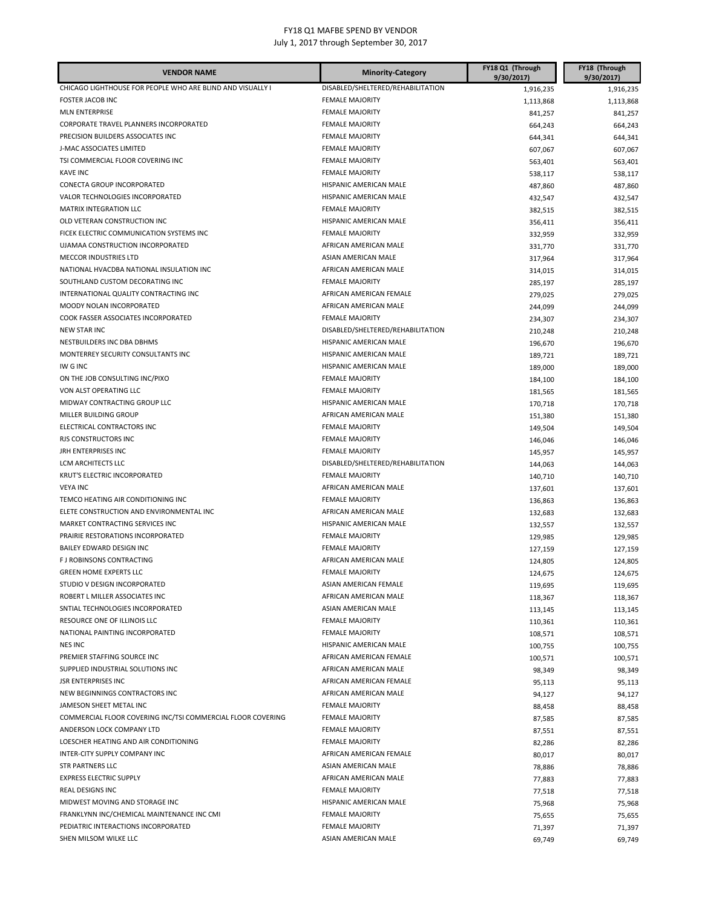# FY18 Q1 MAFBE SPEND BY VENDOR

July 1, 2017 through September 30, 2017

| VENDOR NAME | Minority-Category | FY18 Q1 (Through 9/30/2017) | FY18 (Through 9/30/2017) |
|---|---|---|---|
| CHICAGO LIGHTHOUSE FOR PEOPLE WHO ARE BLIND AND VISUALLY I | DISABLED/SHELTERED/REHABILITATION | 1,916,235 | 1,916,235 |
| FOSTER JACOB INC | FEMALE MAJORITY | 1,113,868 | 1,113,868 |
| MLN ENTERPRISE | FEMALE MAJORITY | 841,257 | 841,257 |
| CORPORATE TRAVEL PLANNERS INCORPORATED | FEMALE MAJORITY | 664,243 | 664,243 |
| PRECISION BUILDERS ASSOCIATES INC | FEMALE MAJORITY | 644,341 | 644,341 |
| J-MAC ASSOCIATES LIMITED | FEMALE MAJORITY | 607,067 | 607,067 |
| TSI COMMERCIAL FLOOR COVERING INC | FEMALE MAJORITY | 563,401 | 563,401 |
| KAVE INC | FEMALE MAJORITY | 538,117 | 538,117 |
| CONECTA GROUP INCORPORATED | HISPANIC AMERICAN MALE | 487,860 | 487,860 |
| VALOR TECHNOLOGIES INCORPORATED | HISPANIC AMERICAN MALE | 432,547 | 432,547 |
| MATRIX INTEGRATION LLC | FEMALE MAJORITY | 382,515 | 382,515 |
| OLD VETERAN CONSTRUCTION INC | HISPANIC AMERICAN MALE | 356,411 | 356,411 |
| FICEK ELECTRIC COMMUNICATION SYSTEMS INC | FEMALE MAJORITY | 332,959 | 332,959 |
| UJAMAA CONSTRUCTION INCORPORATED | AFRICAN AMERICAN MALE | 331,770 | 331,770 |
| MECCOR INDUSTRIES LTD | ASIAN AMERICAN MALE | 317,964 | 317,964 |
| NATIONAL HVACDBA NATIONAL INSULATION INC | AFRICAN AMERICAN MALE | 314,015 | 314,015 |
| SOUTHLAND CUSTOM DECORATING INC | FEMALE MAJORITY | 285,197 | 285,197 |
| INTERNATIONAL QUALITY CONTRACTING INC | AFRICAN AMERICAN FEMALE | 279,025 | 279,025 |
| MOODY NOLAN INCORPORATED | AFRICAN AMERICAN MALE | 244,099 | 244,099 |
| COOK FASSER ASSOCIATES INCORPORATED | FEMALE MAJORITY | 234,307 | 234,307 |
| NEW STAR INC | DISABLED/SHELTERED/REHABILITATION | 210,248 | 210,248 |
| NESTBUILDERS INC DBA DBHMS | HISPANIC AMERICAN MALE | 196,670 | 196,670 |
| MONTERREY SECURITY CONSULTANTS INC | HISPANIC AMERICAN MALE | 189,721 | 189,721 |
| IW G INC | HISPANIC AMERICAN MALE | 189,000 | 189,000 |
| ON THE JOB CONSULTING INC/PIXO | FEMALE MAJORITY | 184,100 | 184,100 |
| VON ALST OPERATING LLC | FEMALE MAJORITY | 181,565 | 181,565 |
| MIDWAY CONTRACTING GROUP LLC | HISPANIC AMERICAN MALE | 170,718 | 170,718 |
| MILLER BUILDING GROUP | AFRICAN AMERICAN MALE | 151,380 | 151,380 |
| ELECTRICAL CONTRACTORS INC | FEMALE MAJORITY | 149,504 | 149,504 |
| RJS CONSTRUCTORS INC | FEMALE MAJORITY | 146,046 | 146,046 |
| JRH ENTERPRISES INC | FEMALE MAJORITY | 145,957 | 145,957 |
| LCM ARCHITECTS LLC | DISABLED/SHELTERED/REHABILITATION | 144,063 | 144,063 |
| KRUT'S ELECTRIC INCORPORATED | FEMALE MAJORITY | 140,710 | 140,710 |
| VEYA INC | AFRICAN AMERICAN MALE | 137,601 | 137,601 |
| TEMCO HEATING AIR CONDITIONING INC | FEMALE MAJORITY | 136,863 | 136,863 |
| ELETE CONSTRUCTION AND ENVIRONMENTAL INC | AFRICAN AMERICAN MALE | 132,683 | 132,683 |
| MARKET CONTRACTING SERVICES INC | HISPANIC AMERICAN MALE | 132,557 | 132,557 |
| PRAIRIE RESTORATIONS INCORPORATED | FEMALE MAJORITY | 129,985 | 129,985 |
| BAILEY EDWARD DESIGN INC | FEMALE MAJORITY | 127,159 | 127,159 |
| F J ROBINSONS CONTRACTING | AFRICAN AMERICAN MALE | 124,805 | 124,805 |
| GREEN HOME EXPERTS LLC | FEMALE MAJORITY | 124,675 | 124,675 |
| STUDIO V DESIGN INCORPORATED | ASIAN AMERICAN FEMALE | 119,695 | 119,695 |
| ROBERT L MILLER ASSOCIATES INC | AFRICAN AMERICAN MALE | 118,367 | 118,367 |
| SNTIAL TECHNOLOGIES INCORPORATED | ASIAN AMERICAN MALE | 113,145 | 113,145 |
| RESOURCE ONE OF ILLINOIS LLC | FEMALE MAJORITY | 110,361 | 110,361 |
| NATIONAL PAINTING INCORPORATED | FEMALE MAJORITY | 108,571 | 108,571 |
| NES INC | HISPANIC AMERICAN MALE | 100,755 | 100,755 |
| PREMIER STAFFING SOURCE INC | AFRICAN AMERICAN FEMALE | 100,571 | 100,571 |
| SUPPLIED INDUSTRIAL SOLUTIONS INC | AFRICAN AMERICAN MALE | 98,349 | 98,349 |
| JSR ENTERPRISES INC | AFRICAN AMERICAN FEMALE | 95,113 | 95,113 |
| NEW BEGINNINGS CONTRACTORS INC | AFRICAN AMERICAN MALE | 94,127 | 94,127 |
| JAMESON SHEET METAL INC | FEMALE MAJORITY | 88,458 | 88,458 |
| COMMERCIAL FLOOR COVERING INC/TSI COMMERCIAL FLOOR COVERING | FEMALE MAJORITY | 87,585 | 87,585 |
| ANDERSON LOCK COMPANY LTD | FEMALE MAJORITY | 87,551 | 87,551 |
| LOESCHER HEATING AND AIR CONDITIONING | FEMALE MAJORITY | 82,286 | 82,286 |
| INTER-CITY SUPPLY COMPANY INC | AFRICAN AMERICAN FEMALE | 80,017 | 80,017 |
| STR PARTNERS LLC | ASIAN AMERICAN MALE | 78,886 | 78,886 |
| EXPRESS ELECTRIC SUPPLY | AFRICAN AMERICAN MALE | 77,883 | 77,883 |
| REAL DESIGNS INC | FEMALE MAJORITY | 77,518 | 77,518 |
| MIDWEST MOVING AND STORAGE INC | HISPANIC AMERICAN MALE | 75,968 | 75,968 |
| FRANKLYNN INC/CHEMICAL MAINTENANCE INC CMI | FEMALE MAJORITY | 75,655 | 75,655 |
| PEDIATRIC INTERACTIONS INCORPORATED | FEMALE MAJORITY | 71,397 | 71,397 |
| SHEN MILSOM WILKE LLC | ASIAN AMERICAN MALE | 69,749 | 69,749 |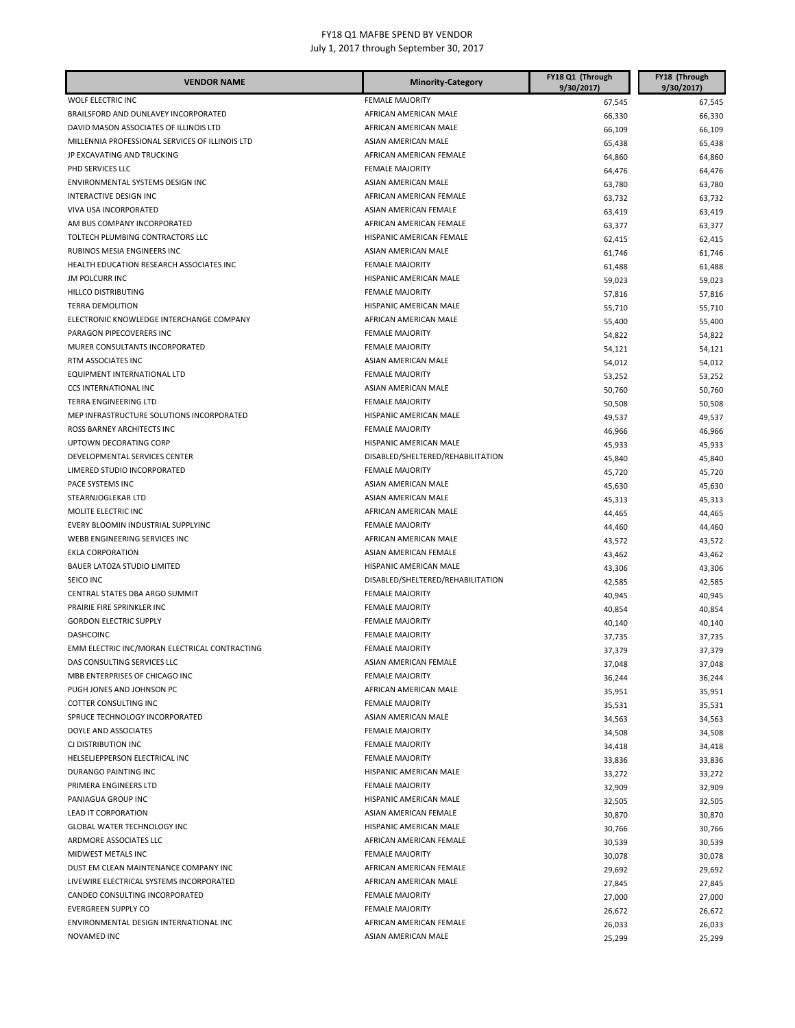FY18 Q1 MAFBE SPEND BY VENDOR
July 1, 2017 through September 30, 2017

| VENDOR NAME | Minority-Category | FY18 Q1 (Through 9/30/2017) | FY18 (Through 9/30/2017) |
|---|---|---|---|
| WOLF ELECTRIC INC | FEMALE MAJORITY | 67,545 | 67,545 |
| BRAILSFORD AND DUNLAVEY INCORPORATED | AFRICAN AMERICAN MALE | 66,330 | 66,330 |
| DAVID MASON ASSOCIATES OF ILLINOIS LTD | AFRICAN AMERICAN MALE | 66,109 | 66,109 |
| MILLENNIA PROFESSIONAL SERVICES OF ILLINOIS LTD | ASIAN AMERICAN MALE | 65,438 | 65,438 |
| JP EXCAVATING AND TRUCKING | AFRICAN AMERICAN FEMALE | 64,860 | 64,860 |
| PHD SERVICES LLC | FEMALE MAJORITY | 64,476 | 64,476 |
| ENVIRONMENTAL SYSTEMS DESIGN INC | ASIAN AMERICAN MALE | 63,780 | 63,780 |
| INTERACTIVE DESIGN INC | AFRICAN AMERICAN FEMALE | 63,732 | 63,732 |
| VIVA USA INCORPORATED | ASIAN AMERICAN FEMALE | 63,419 | 63,419 |
| AM BUS COMPANY INCORPORATED | AFRICAN AMERICAN FEMALE | 63,377 | 63,377 |
| TOLTECH PLUMBING CONTRACTORS LLC | HISPANIC AMERICAN FEMALE | 62,415 | 62,415 |
| RUBINOS MESIA ENGINEERS INC | ASIAN AMERICAN MALE | 61,746 | 61,746 |
| HEALTH EDUCATION RESEARCH ASSOCIATES INC | FEMALE MAJORITY | 61,488 | 61,488 |
| JM POLCURR INC | HISPANIC AMERICAN MALE | 59,023 | 59,023 |
| HILLCO DISTRIBUTING | FEMALE MAJORITY | 57,816 | 57,816 |
| TERRA DEMOLITION | HISPANIC AMERICAN MALE | 55,710 | 55,710 |
| ELECTRONIC KNOWLEDGE INTERCHANGE COMPANY | AFRICAN AMERICAN MALE | 55,400 | 55,400 |
| PARAGON PIPECOVERERS INC | FEMALE MAJORITY | 54,822 | 54,822 |
| MURER CONSULTANTS INCORPORATED | FEMALE MAJORITY | 54,121 | 54,121 |
| RTM ASSOCIATES INC | ASIAN AMERICAN MALE | 54,012 | 54,012 |
| EQUIPMENT INTERNATIONAL LTD | FEMALE MAJORITY | 53,252 | 53,252 |
| CCS INTERNATIONAL INC | ASIAN AMERICAN MALE | 50,760 | 50,760 |
| TERRA ENGINEERING LTD | FEMALE MAJORITY | 50,508 | 50,508 |
| MEP INFRASTRUCTURE SOLUTIONS INCORPORATED | HISPANIC AMERICAN MALE | 49,537 | 49,537 |
| ROSS BARNEY ARCHITECTS INC | FEMALE MAJORITY | 46,966 | 46,966 |
| UPTOWN DECORATING CORP | HISPANIC AMERICAN MALE | 45,933 | 45,933 |
| DEVELOPMENTAL SERVICES CENTER | DISABLED/SHELTERED/REHABILITATION | 45,840 | 45,840 |
| LIMERED STUDIO INCORPORATED | FEMALE MAJORITY | 45,720 | 45,720 |
| PACE SYSTEMS INC | ASIAN AMERICAN MALE | 45,630 | 45,630 |
| STEARNJOGLEKAR LTD | ASIAN AMERICAN MALE | 45,313 | 45,313 |
| MOLITE ELECTRIC INC | AFRICAN AMERICAN MALE | 44,465 | 44,465 |
| EVERY BLOOMIN INDUSTRIAL SUPPLYINC | FEMALE MAJORITY | 44,460 | 44,460 |
| WEBB ENGINEERING SERVICES INC | AFRICAN AMERICAN MALE | 43,572 | 43,572 |
| EKLA CORPORATION | ASIAN AMERICAN FEMALE | 43,462 | 43,462 |
| BAUER LATOZA STUDIO LIMITED | HISPANIC AMERICAN MALE | 43,306 | 43,306 |
| SEICO INC | DISABLED/SHELTERED/REHABILITATION | 42,585 | 42,585 |
| CENTRAL STATES DBA ARGO SUMMIT | FEMALE MAJORITY | 40,945 | 40,945 |
| PRAIRIE FIRE SPRINKLER INC | FEMALE MAJORITY | 40,854 | 40,854 |
| GORDON ELECTRIC SUPPLY | FEMALE MAJORITY | 40,140 | 40,140 |
| DASHCOINC | FEMALE MAJORITY | 37,735 | 37,735 |
| EMM ELECTRIC INC/MORAN ELECTRICAL CONTRACTING | FEMALE MAJORITY | 37,379 | 37,379 |
| DAS CONSULTING SERVICES LLC | ASIAN AMERICAN FEMALE | 37,048 | 37,048 |
| MBB ENTERPRISES OF CHICAGO INC | FEMALE MAJORITY | 36,244 | 36,244 |
| PUGH JONES AND JOHNSON PC | AFRICAN AMERICAN MALE | 35,951 | 35,951 |
| COTTER CONSULTING INC | FEMALE MAJORITY | 35,531 | 35,531 |
| SPRUCE TECHNOLOGY INCORPORATED | ASIAN AMERICAN MALE | 34,563 | 34,563 |
| DOYLE AND ASSOCIATES | FEMALE MAJORITY | 34,508 | 34,508 |
| CJ DISTRIBUTION INC | FEMALE MAJORITY | 34,418 | 34,418 |
| HELSELJEPPERSON ELECTRICAL INC | FEMALE MAJORITY | 33,836 | 33,836 |
| DURANGO PAINTING INC | HISPANIC AMERICAN MALE | 33,272 | 33,272 |
| PRIMERA ENGINEERS LTD | FEMALE MAJORITY | 32,909 | 32,909 |
| PANIAGUA GROUP INC | HISPANIC AMERICAN MALE | 32,505 | 32,505 |
| LEAD IT CORPORATION | ASIAN AMERICAN FEMALE | 30,870 | 30,870 |
| GLOBAL WATER TECHNOLOGY INC | HISPANIC AMERICAN MALE | 30,766 | 30,766 |
| ARDMORE ASSOCIATES LLC | AFRICAN AMERICAN FEMALE | 30,539 | 30,539 |
| MIDWEST METALS INC | FEMALE MAJORITY | 30,078 | 30,078 |
| DUST EM CLEAN MAINTENANCE COMPANY INC | AFRICAN AMERICAN FEMALE | 29,692 | 29,692 |
| LIVEWIRE ELECTRICAL SYSTEMS INCORPORATED | AFRICAN AMERICAN MALE | 27,845 | 27,845 |
| CANDEO CONSULTING INCORPORATED | FEMALE MAJORITY | 27,000 | 27,000 |
| EVERGREEN SUPPLY CO | FEMALE MAJORITY | 26,672 | 26,672 |
| ENVIRONMENTAL DESIGN INTERNATIONAL INC | AFRICAN AMERICAN FEMALE | 26,033 | 26,033 |
| NOVAMED INC | ASIAN AMERICAN MALE | 25,299 | 25,299 |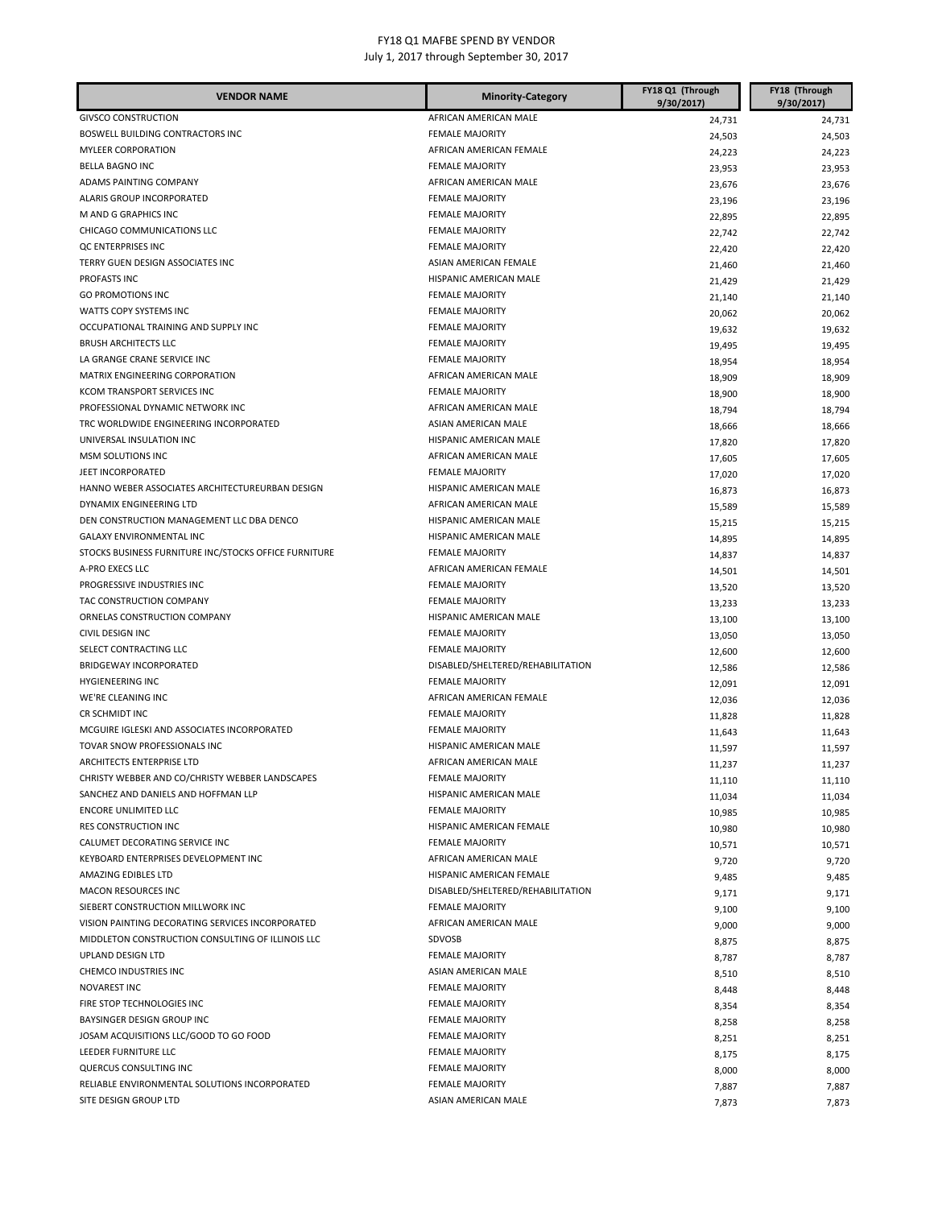FY18 Q1 MAFBE SPEND BY VENDOR
July 1, 2017 through September 30, 2017

| VENDOR NAME | Minority-Category | FY18 Q1 (Through 9/30/2017) | FY18 (Through 9/30/2017) |
|---|---|---|---|
| GIVSCO CONSTRUCTION | AFRICAN AMERICAN MALE | 24,731 | 24,731 |
| BOSWELL BUILDING CONTRACTORS INC | FEMALE MAJORITY | 24,503 | 24,503 |
| MYLEER CORPORATION | AFRICAN AMERICAN FEMALE | 24,223 | 24,223 |
| BELLA BAGNO INC | FEMALE MAJORITY | 23,953 | 23,953 |
| ADAMS PAINTING COMPANY | AFRICAN AMERICAN MALE | 23,676 | 23,676 |
| ALARIS GROUP INCORPORATED | FEMALE MAJORITY | 23,196 | 23,196 |
| M AND G GRAPHICS INC | FEMALE MAJORITY | 22,895 | 22,895 |
| CHICAGO COMMUNICATIONS LLC | FEMALE MAJORITY | 22,742 | 22,742 |
| QC ENTERPRISES INC | FEMALE MAJORITY | 22,420 | 22,420 |
| TERRY GUEN DESIGN ASSOCIATES INC | ASIAN AMERICAN FEMALE | 21,460 | 21,460 |
| PROFASTS INC | HISPANIC AMERICAN MALE | 21,429 | 21,429 |
| GO PROMOTIONS INC | FEMALE MAJORITY | 21,140 | 21,140 |
| WATTS COPY SYSTEMS INC | FEMALE MAJORITY | 20,062 | 20,062 |
| OCCUPATIONAL TRAINING AND SUPPLY INC | FEMALE MAJORITY | 19,632 | 19,632 |
| BRUSH ARCHITECTS LLC | FEMALE MAJORITY | 19,495 | 19,495 |
| LA GRANGE CRANE SERVICE INC | FEMALE MAJORITY | 18,954 | 18,954 |
| MATRIX ENGINEERING CORPORATION | AFRICAN AMERICAN MALE | 18,909 | 18,909 |
| KCOM TRANSPORT SERVICES INC | FEMALE MAJORITY | 18,900 | 18,900 |
| PROFESSIONAL DYNAMIC NETWORK INC | AFRICAN AMERICAN MALE | 18,794 | 18,794 |
| TRC WORLDWIDE ENGINEERING INCORPORATED | ASIAN AMERICAN MALE | 18,666 | 18,666 |
| UNIVERSAL INSULATION INC | HISPANIC AMERICAN MALE | 17,820 | 17,820 |
| MSM SOLUTIONS INC | AFRICAN AMERICAN MALE | 17,605 | 17,605 |
| JEET INCORPORATED | FEMALE MAJORITY | 17,020 | 17,020 |
| HANNO WEBER ASSOCIATES ARCHITECTUREURBAN DESIGN | HISPANIC AMERICAN MALE | 16,873 | 16,873 |
| DYNAMIX ENGINEERING LTD | AFRICAN AMERICAN MALE | 15,589 | 15,589 |
| DEN CONSTRUCTION MANAGEMENT LLC DBA DENCO | HISPANIC AMERICAN MALE | 15,215 | 15,215 |
| GALAXY ENVIRONMENTAL INC | HISPANIC AMERICAN MALE | 14,895 | 14,895 |
| STOCKS BUSINESS FURNITURE INC/STOCKS OFFICE FURNITURE | FEMALE MAJORITY | 14,837 | 14,837 |
| A-PRO EXECS LLC | AFRICAN AMERICAN FEMALE | 14,501 | 14,501 |
| PROGRESSIVE INDUSTRIES INC | FEMALE MAJORITY | 13,520 | 13,520 |
| TAC CONSTRUCTION COMPANY | FEMALE MAJORITY | 13,233 | 13,233 |
| ORNELAS CONSTRUCTION COMPANY | HISPANIC AMERICAN MALE | 13,100 | 13,100 |
| CIVIL DESIGN INC | FEMALE MAJORITY | 13,050 | 13,050 |
| SELECT CONTRACTING LLC | FEMALE MAJORITY | 12,600 | 12,600 |
| BRIDGEWAY INCORPORATED | DISABLED/SHELTERED/REHABILITATION | 12,586 | 12,586 |
| HYGIENEERING INC | FEMALE MAJORITY | 12,091 | 12,091 |
| WE'RE CLEANING INC | AFRICAN AMERICAN FEMALE | 12,036 | 12,036 |
| CR SCHMIDT INC | FEMALE MAJORITY | 11,828 | 11,828 |
| MCGUIRE IGLESKI AND ASSOCIATES INCORPORATED | FEMALE MAJORITY | 11,643 | 11,643 |
| TOVAR SNOW PROFESSIONALS INC | HISPANIC AMERICAN MALE | 11,597 | 11,597 |
| ARCHITECTS ENTERPRISE LTD | AFRICAN AMERICAN MALE | 11,237 | 11,237 |
| CHRISTY WEBBER AND CO/CHRISTY WEBBER LANDSCAPES | FEMALE MAJORITY | 11,110 | 11,110 |
| SANCHEZ AND DANIELS AND HOFFMAN LLP | HISPANIC AMERICAN MALE | 11,034 | 11,034 |
| ENCORE UNLIMITED LLC | FEMALE MAJORITY | 10,985 | 10,985 |
| RES CONSTRUCTION INC | HISPANIC AMERICAN FEMALE | 10,980 | 10,980 |
| CALUMET DECORATING SERVICE INC | FEMALE MAJORITY | 10,571 | 10,571 |
| KEYBOARD ENTERPRISES DEVELOPMENT INC | AFRICAN AMERICAN MALE | 9,720 | 9,720 |
| AMAZING EDIBLES LTD | HISPANIC AMERICAN FEMALE | 9,485 | 9,485 |
| MACON RESOURCES INC | DISABLED/SHELTERED/REHABILITATION | 9,171 | 9,171 |
| SIEBERT CONSTRUCTION MILLWORK INC | FEMALE MAJORITY | 9,100 | 9,100 |
| VISION PAINTING DECORATING SERVICES INCORPORATED | AFRICAN AMERICAN MALE | 9,000 | 9,000 |
| MIDDLETON CONSTRUCTION CONSULTING OF ILLINOIS LLC | SDVOSB | 8,875 | 8,875 |
| UPLAND DESIGN LTD | FEMALE MAJORITY | 8,787 | 8,787 |
| CHEMCO INDUSTRIES INC | ASIAN AMERICAN MALE | 8,510 | 8,510 |
| NOVAREST INC | FEMALE MAJORITY | 8,448 | 8,448 |
| FIRE STOP TECHNOLOGIES INC | FEMALE MAJORITY | 8,354 | 8,354 |
| BAYSINGER DESIGN GROUP INC | FEMALE MAJORITY | 8,258 | 8,258 |
| JOSAM ACQUISITIONS LLC/GOOD TO GO FOOD | FEMALE MAJORITY | 8,251 | 8,251 |
| LEEDER FURNITURE LLC | FEMALE MAJORITY | 8,175 | 8,175 |
| QUERCUS CONSULTING INC | FEMALE MAJORITY | 8,000 | 8,000 |
| RELIABLE ENVIRONMENTAL SOLUTIONS INCORPORATED | FEMALE MAJORITY | 7,887 | 7,887 |
| SITE DESIGN GROUP LTD | ASIAN AMERICAN MALE | 7,873 | 7,873 |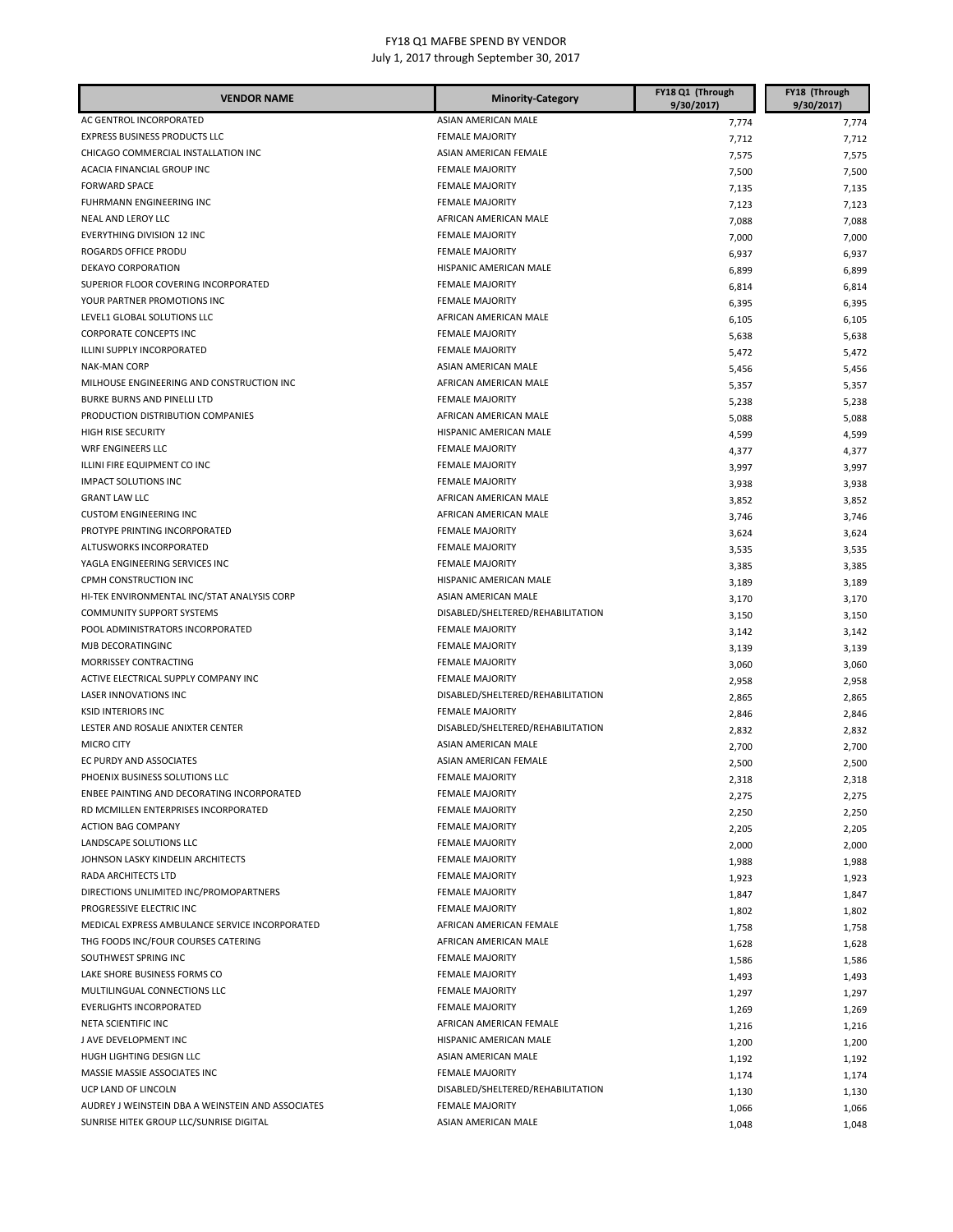FY18 Q1 MAFBE SPEND BY VENDOR
July 1, 2017 through September 30, 2017

| VENDOR NAME | Minority-Category | FY18 Q1 (Through 9/30/2017) | FY18 (Through 9/30/2017) |
|---|---|---|---|
| AC GENTROL INCORPORATED | ASIAN AMERICAN MALE | 7,774 | 7,774 |
| EXPRESS BUSINESS PRODUCTS LLC | FEMALE MAJORITY | 7,712 | 7,712 |
| CHICAGO COMMERCIAL INSTALLATION INC | ASIAN AMERICAN FEMALE | 7,575 | 7,575 |
| ACACIA FINANCIAL GROUP INC | FEMALE MAJORITY | 7,500 | 7,500 |
| FORWARD SPACE | FEMALE MAJORITY | 7,135 | 7,135 |
| FUHRMANN ENGINEERING INC | FEMALE MAJORITY | 7,123 | 7,123 |
| NEAL AND LEROY LLC | AFRICAN AMERICAN MALE | 7,088 | 7,088 |
| EVERYTHING DIVISION 12 INC | FEMALE MAJORITY | 7,000 | 7,000 |
| ROGARDS OFFICE PRODU | FEMALE MAJORITY | 6,937 | 6,937 |
| DEKAYO CORPORATION | HISPANIC AMERICAN MALE | 6,899 | 6,899 |
| SUPERIOR FLOOR COVERING INCORPORATED | FEMALE MAJORITY | 6,814 | 6,814 |
| YOUR PARTNER PROMOTIONS INC | FEMALE MAJORITY | 6,395 | 6,395 |
| LEVEL1 GLOBAL SOLUTIONS LLC | AFRICAN AMERICAN MALE | 6,105 | 6,105 |
| CORPORATE CONCEPTS INC | FEMALE MAJORITY | 5,638 | 5,638 |
| ILLINI SUPPLY INCORPORATED | FEMALE MAJORITY | 5,472 | 5,472 |
| NAK-MAN CORP | ASIAN AMERICAN MALE | 5,456 | 5,456 |
| MILHOUSE ENGINEERING AND CONSTRUCTION INC | AFRICAN AMERICAN MALE | 5,357 | 5,357 |
| BURKE BURNS AND PINELLI LTD | FEMALE MAJORITY | 5,238 | 5,238 |
| PRODUCTION DISTRIBUTION COMPANIES | AFRICAN AMERICAN MALE | 5,088 | 5,088 |
| HIGH RISE SECURITY | HISPANIC AMERICAN MALE | 4,599 | 4,599 |
| WRF ENGINEERS LLC | FEMALE MAJORITY | 4,377 | 4,377 |
| ILLINI FIRE EQUIPMENT CO INC | FEMALE MAJORITY | 3,997 | 3,997 |
| IMPACT SOLUTIONS INC | FEMALE MAJORITY | 3,938 | 3,938 |
| GRANT LAW LLC | AFRICAN AMERICAN MALE | 3,852 | 3,852 |
| CUSTOM ENGINEERING INC | AFRICAN AMERICAN MALE | 3,746 | 3,746 |
| PROTYPE PRINTING INCORPORATED | FEMALE MAJORITY | 3,624 | 3,624 |
| ALTUSWORKS INCORPORATED | FEMALE MAJORITY | 3,535 | 3,535 |
| YAGLA ENGINEERING SERVICES INC | FEMALE MAJORITY | 3,385 | 3,385 |
| CPMH CONSTRUCTION INC | HISPANIC AMERICAN MALE | 3,189 | 3,189 |
| HI-TEK ENVIRONMENTAL INC/STAT ANALYSIS CORP | ASIAN AMERICAN MALE | 3,170 | 3,170 |
| COMMUNITY SUPPORT SYSTEMS | DISABLED/SHELTERED/REHABILITATION | 3,150 | 3,150 |
| POOL ADMINISTRATORS INCORPORATED | FEMALE MAJORITY | 3,142 | 3,142 |
| MJB DECORATINGINC | FEMALE MAJORITY | 3,139 | 3,139 |
| MORRISSEY CONTRACTING | FEMALE MAJORITY | 3,060 | 3,060 |
| ACTIVE ELECTRICAL SUPPLY COMPANY INC | FEMALE MAJORITY | 2,958 | 2,958 |
| LASER INNOVATIONS INC | DISABLED/SHELTERED/REHABILITATION | 2,865 | 2,865 |
| KSID INTERIORS INC | FEMALE MAJORITY | 2,846 | 2,846 |
| LESTER AND ROSALIE ANIXTER CENTER | DISABLED/SHELTERED/REHABILITATION | 2,832 | 2,832 |
| MICRO CITY | ASIAN AMERICAN MALE | 2,700 | 2,700 |
| EC PURDY AND ASSOCIATES | ASIAN AMERICAN FEMALE | 2,500 | 2,500 |
| PHOENIX BUSINESS SOLUTIONS LLC | FEMALE MAJORITY | 2,318 | 2,318 |
| ENBEE PAINTING AND DECORATING INCORPORATED | FEMALE MAJORITY | 2,275 | 2,275 |
| RD MCMILLEN ENTERPRISES INCORPORATED | FEMALE MAJORITY | 2,250 | 2,250 |
| ACTION BAG COMPANY | FEMALE MAJORITY | 2,205 | 2,205 |
| LANDSCAPE SOLUTIONS LLC | FEMALE MAJORITY | 2,000 | 2,000 |
| JOHNSON LASKY KINDELIN ARCHITECTS | FEMALE MAJORITY | 1,988 | 1,988 |
| RADA ARCHITECTS LTD | FEMALE MAJORITY | 1,923 | 1,923 |
| DIRECTIONS UNLIMITED INC/PROMOPARTNERS | FEMALE MAJORITY | 1,847 | 1,847 |
| PROGRESSIVE ELECTRIC INC | FEMALE MAJORITY | 1,802 | 1,802 |
| MEDICAL EXPRESS AMBULANCE SERVICE INCORPORATED | AFRICAN AMERICAN FEMALE | 1,758 | 1,758 |
| THG FOODS INC/FOUR COURSES CATERING | AFRICAN AMERICAN MALE | 1,628 | 1,628 |
| SOUTHWEST SPRING INC | FEMALE MAJORITY | 1,586 | 1,586 |
| LAKE SHORE BUSINESS FORMS CO | FEMALE MAJORITY | 1,493 | 1,493 |
| MULTILINGUAL CONNECTIONS LLC | FEMALE MAJORITY | 1,297 | 1,297 |
| EVERLIGHTS INCORPORATED | FEMALE MAJORITY | 1,269 | 1,269 |
| NETA SCIENTIFIC INC | AFRICAN AMERICAN FEMALE | 1,216 | 1,216 |
| J AVE DEVELOPMENT INC | HISPANIC AMERICAN MALE | 1,200 | 1,200 |
| HUGH LIGHTING DESIGN LLC | ASIAN AMERICAN MALE | 1,192 | 1,192 |
| MASSIE MASSIE ASSOCIATES INC | FEMALE MAJORITY | 1,174 | 1,174 |
| UCP LAND OF LINCOLN | DISABLED/SHELTERED/REHABILITATION | 1,130 | 1,130 |
| AUDREY J WEINSTEIN DBA A WEINSTEIN AND ASSOCIATES | FEMALE MAJORITY | 1,066 | 1,066 |
| SUNRISE HITEK GROUP LLC/SUNRISE DIGITAL | ASIAN AMERICAN MALE | 1,048 | 1,048 |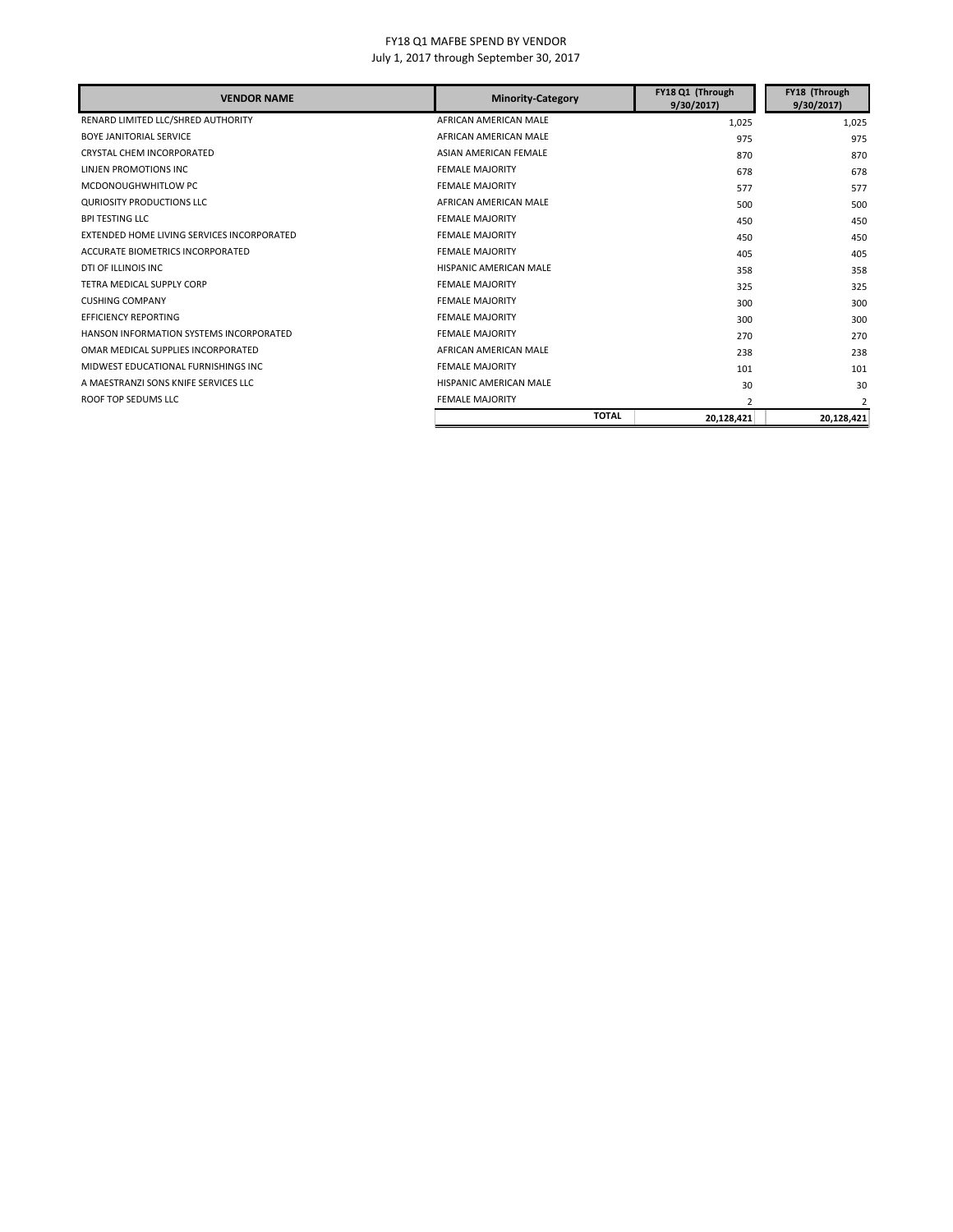FY18 Q1 MAFBE SPEND BY VENDOR

July 1, 2017 through September 30, 2017

| VENDOR NAME | Minority-Category | FY18 Q1 (Through 9/30/2017) | FY18 (Through 9/30/2017) |
|---|---|---|---|
| RENARD LIMITED LLC/SHRED AUTHORITY | AFRICAN AMERICAN MALE | 1,025 | 1,025 |
| BOYE JANITORIAL SERVICE | AFRICAN AMERICAN MALE | 975 | 975 |
| CRYSTAL CHEM INCORPORATED | ASIAN AMERICAN FEMALE | 870 | 870 |
| LINJEN PROMOTIONS INC | FEMALE MAJORITY | 678 | 678 |
| MCDONOUGHWHITLOW PC | FEMALE MAJORITY | 577 | 577 |
| QURIOSITY PRODUCTIONS LLC | AFRICAN AMERICAN MALE | 500 | 500 |
| BPI TESTING LLC | FEMALE MAJORITY | 450 | 450 |
| EXTENDED HOME LIVING SERVICES INCORPORATED | FEMALE MAJORITY | 450 | 450 |
| ACCURATE BIOMETRICS INCORPORATED | FEMALE MAJORITY | 405 | 405 |
| DTI OF ILLINOIS INC | HISPANIC AMERICAN MALE | 358 | 358 |
| TETRA MEDICAL SUPPLY CORP | FEMALE MAJORITY | 325 | 325 |
| CUSHING COMPANY | FEMALE MAJORITY | 300 | 300 |
| EFFICIENCY REPORTING | FEMALE MAJORITY | 300 | 300 |
| HANSON INFORMATION SYSTEMS INCORPORATED | FEMALE MAJORITY | 270 | 270 |
| OMAR MEDICAL SUPPLIES INCORPORATED | AFRICAN AMERICAN MALE | 238 | 238 |
| MIDWEST EDUCATIONAL FURNISHINGS INC | FEMALE MAJORITY | 101 | 101 |
| A MAESTRANZI SONS KNIFE SERVICES LLC | HISPANIC AMERICAN MALE | 30 | 30 |
| ROOF TOP SEDUMS LLC | FEMALE MAJORITY | 2 | 2 |
| | **TOTAL** | **20,128,421** | **20,128,421** |